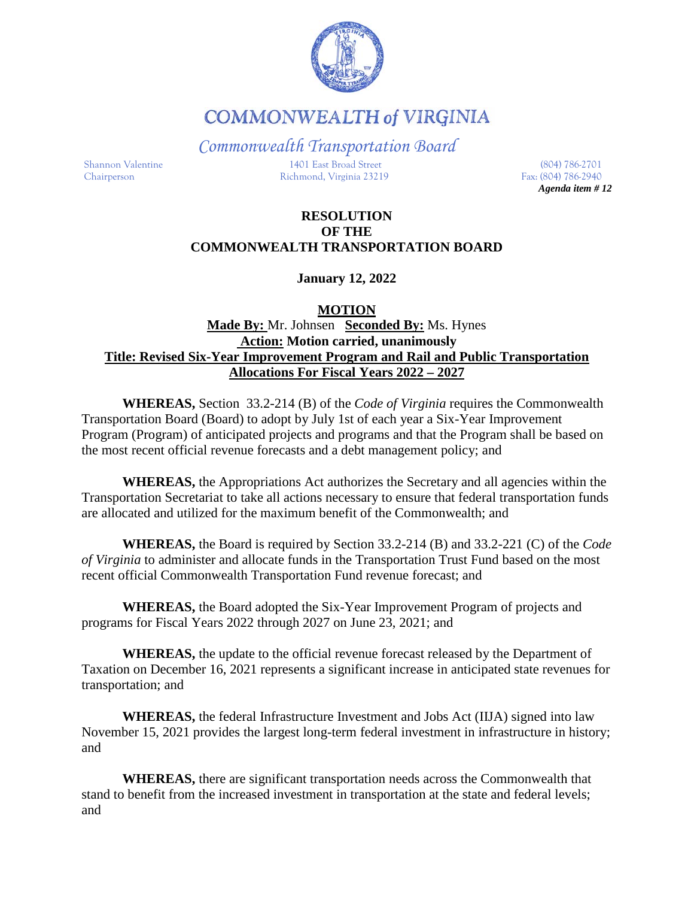# COMMONWEALTH of VIRGINIA

## *Commonwealth Transportation Board*

Shannon Valentine
Chairperson

1401 East Broad Street
Richmond, Virginia 23219

(804) 786-2701
Fax: (804) 786-2940

***Agenda item # 12***

**RESOLUTION**
**OF THE**
**COMMONWEALTH TRANSPORTATION BOARD**

**January 12, 2022**

**MOTION**

**Made By:** Mr. Johnsen **Seconded By:** Ms. Hynes
**Action: Motion carried, unanimously**
**Title: Revised Six-Year Improvement Program and Rail and Public Transportation Allocations For Fiscal Years 2022 – 2027**

**WHEREAS,** Section 33.2-214 (B) of the *Code of Virginia* requires the Commonwealth Transportation Board (Board) to adopt by July 1st of each year a Six-Year Improvement Program (Program) of anticipated projects and programs and that the Program shall be based on the most recent official revenue forecasts and a debt management policy; and

**WHEREAS,** the Appropriations Act authorizes the Secretary and all agencies within the Transportation Secretariat to take all actions necessary to ensure that federal transportation funds are allocated and utilized for the maximum benefit of the Commonwealth; and

**WHEREAS,** the Board is required by Section 33.2-214 (B) and 33.2-221 (C) of the *Code of Virginia* to administer and allocate funds in the Transportation Trust Fund based on the most recent official Commonwealth Transportation Fund revenue forecast; and

**WHEREAS,** the Board adopted the Six-Year Improvement Program of projects and programs for Fiscal Years 2022 through 2027 on June 23, 2021; and

**WHEREAS,** the update to the official revenue forecast released by the Department of Taxation on December 16, 2021 represents a significant increase in anticipated state revenues for transportation; and

**WHEREAS,** the federal Infrastructure Investment and Jobs Act (IIJA) signed into law November 15, 2021 provides the largest long-term federal investment in infrastructure in history; and

**WHEREAS,** there are significant transportation needs across the Commonwealth that stand to benefit from the increased investment in transportation at the state and federal levels; and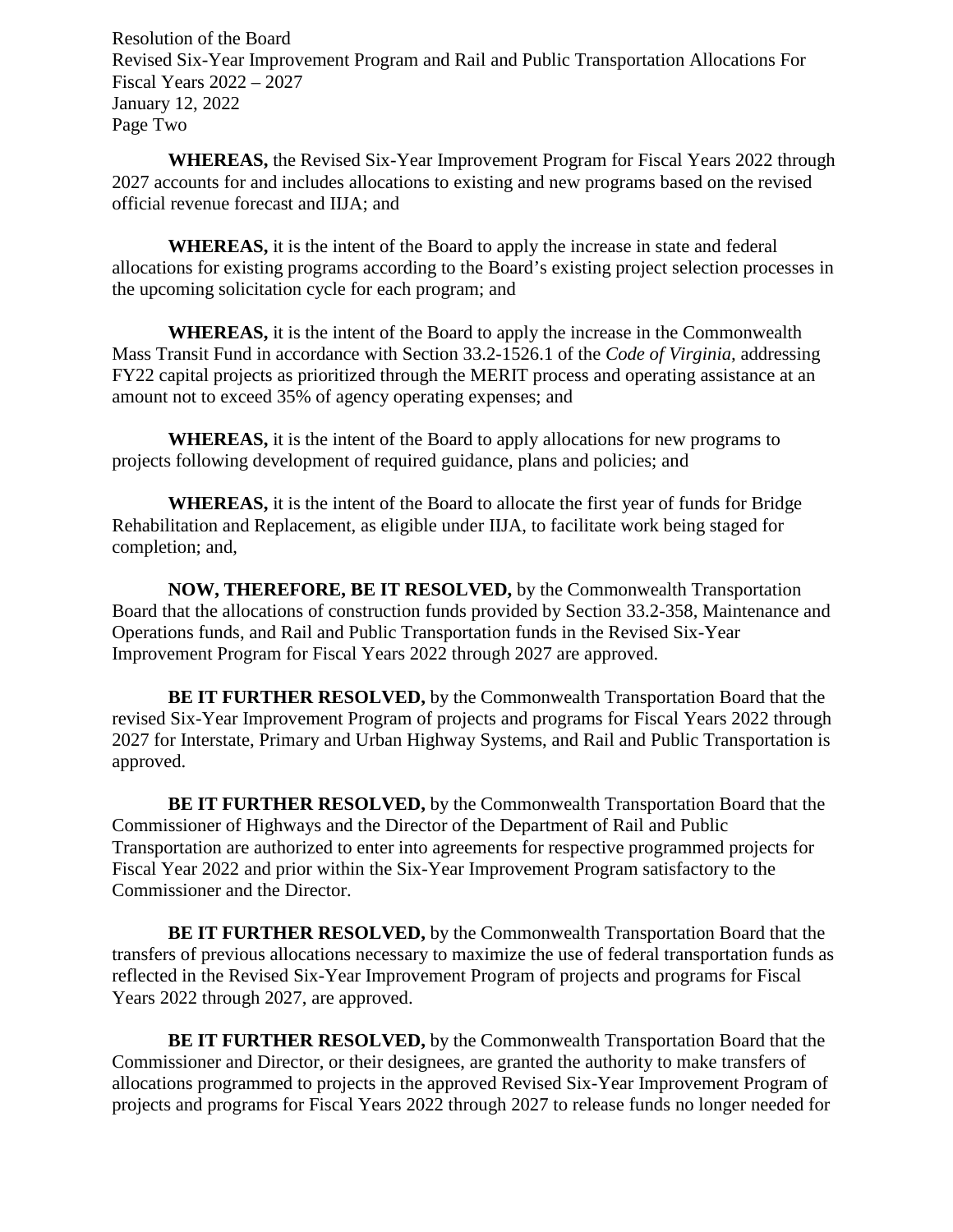**WHEREAS,** the Revised Six-Year Improvement Program for Fiscal Years 2022 through 2027 accounts for and includes allocations to existing and new programs based on the revised official revenue forecast and IIJA; and

**WHEREAS,** it is the intent of the Board to apply the increase in state and federal allocations for existing programs according to the Board's existing project selection processes in the upcoming solicitation cycle for each program; and

**WHEREAS,** it is the intent of the Board to apply the increase in the Commonwealth Mass Transit Fund in accordance with Section 33.2-1526.1 of the *Code of Virginia*, addressing FY22 capital projects as prioritized through the MERIT process and operating assistance at an amount not to exceed 35% of agency operating expenses; and

**WHEREAS,** it is the intent of the Board to apply allocations for new programs to projects following development of required guidance, plans and policies; and

**WHEREAS,** it is the intent of the Board to allocate the first year of funds for Bridge Rehabilitation and Replacement, as eligible under IIJA, to facilitate work being staged for completion; and,

**NOW, THEREFORE, BE IT RESOLVED,** by the Commonwealth Transportation Board that the allocations of construction funds provided by Section 33.2-358, Maintenance and Operations funds, and Rail and Public Transportation funds in the Revised Six-Year Improvement Program for Fiscal Years 2022 through 2027 are approved.

**BE IT FURTHER RESOLVED,** by the Commonwealth Transportation Board that the revised Six-Year Improvement Program of projects and programs for Fiscal Years 2022 through 2027 for Interstate, Primary and Urban Highway Systems, and Rail and Public Transportation is approved.

**BE IT FURTHER RESOLVED,** by the Commonwealth Transportation Board that the Commissioner of Highways and the Director of the Department of Rail and Public Transportation are authorized to enter into agreements for respective programmed projects for Fiscal Year 2022 and prior within the Six-Year Improvement Program satisfactory to the Commissioner and the Director.

**BE IT FURTHER RESOLVED,** by the Commonwealth Transportation Board that the transfers of previous allocations necessary to maximize the use of federal transportation funds as reflected in the Revised Six-Year Improvement Program of projects and programs for Fiscal Years 2022 through 2027, are approved.

**BE IT FURTHER RESOLVED,** by the Commonwealth Transportation Board that the Commissioner and Director, or their designees, are granted the authority to make transfers of allocations programmed to projects in the approved Revised Six-Year Improvement Program of projects and programs for Fiscal Years 2022 through 2027 to release funds no longer needed for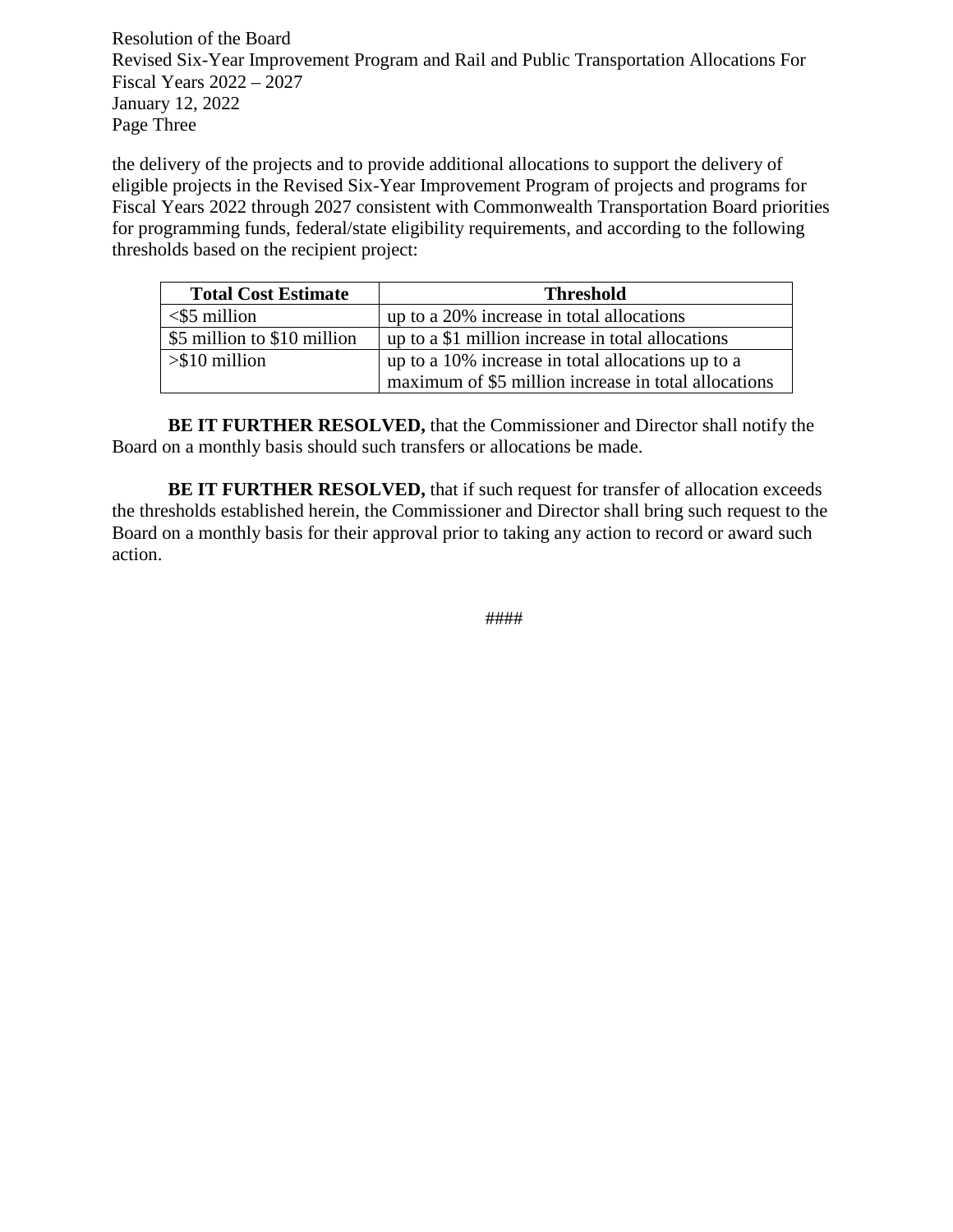the delivery of the projects and to provide additional allocations to support the delivery of eligible projects in the Revised Six-Year Improvement Program of projects and programs for Fiscal Years 2022 through 2027 consistent with Commonwealth Transportation Board priorities for programming funds, federal/state eligibility requirements, and according to the following thresholds based on the recipient project:

| Total Cost Estimate | Threshold |
|---|---|
| <$5 million | up to a 20% increase in total allocations |
| $5 million to $10 million | up to a $1 million increase in total allocations |
| >$10 million | up to a 10% increase in total allocations up to a maximum of $5 million increase in total allocations |

**BE IT FURTHER RESOLVED,** that the Commissioner and Director shall notify the Board on a monthly basis should such transfers or allocations be made.

**BE IT FURTHER RESOLVED,** that if such request for transfer of allocation exceeds the thresholds established herein, the Commissioner and Director shall bring such request to the Board on a monthly basis for their approval prior to taking any action to record or award such action.

####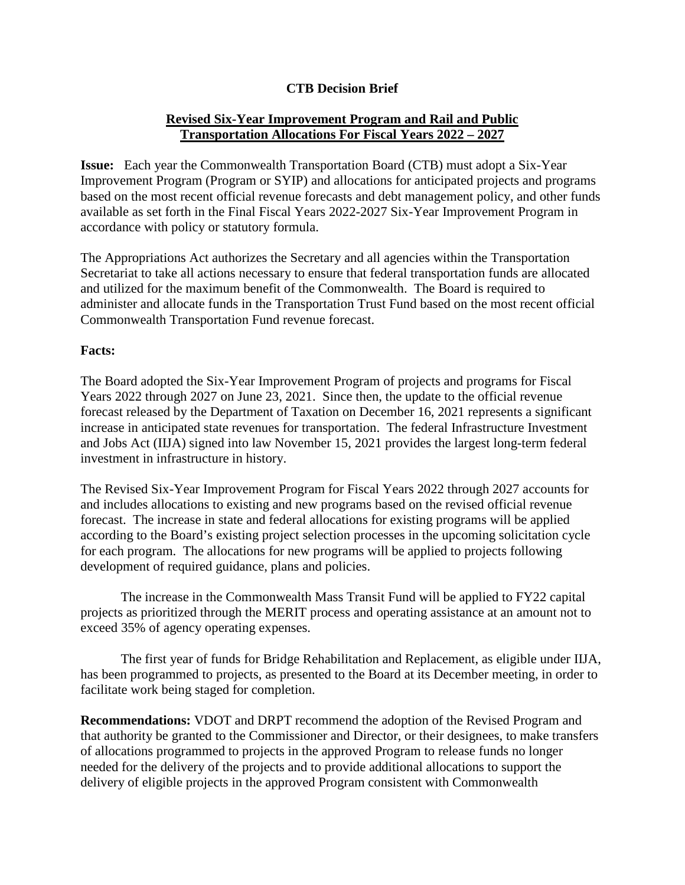**CTB Decision Brief**

**Revised Six-Year Improvement Program and Rail and Public Transportation Allocations For Fiscal Years 2022 – 2027**

**Issue:** Each year the Commonwealth Transportation Board (CTB) must adopt a Six-Year Improvement Program (Program or SYIP) and allocations for anticipated projects and programs based on the most recent official revenue forecasts and debt management policy, and other funds available as set forth in the Final Fiscal Years 2022-2027 Six-Year Improvement Program in accordance with policy or statutory formula.

The Appropriations Act authorizes the Secretary and all agencies within the Transportation Secretariat to take all actions necessary to ensure that federal transportation funds are allocated and utilized for the maximum benefit of the Commonwealth. The Board is required to administer and allocate funds in the Transportation Trust Fund based on the most recent official Commonwealth Transportation Fund revenue forecast.

**Facts:**

The Board adopted the Six-Year Improvement Program of projects and programs for Fiscal Years 2022 through 2027 on June 23, 2021. Since then, the update to the official revenue forecast released by the Department of Taxation on December 16, 2021 represents a significant increase in anticipated state revenues for transportation. The federal Infrastructure Investment and Jobs Act (IIJA) signed into law November 15, 2021 provides the largest long-term federal investment in infrastructure in history.

The Revised Six-Year Improvement Program for Fiscal Years 2022 through 2027 accounts for and includes allocations to existing and new programs based on the revised official revenue forecast. The increase in state and federal allocations for existing programs will be applied according to the Board's existing project selection processes in the upcoming solicitation cycle for each program. The allocations for new programs will be applied to projects following development of required guidance, plans and policies.

The increase in the Commonwealth Mass Transit Fund will be applied to FY22 capital projects as prioritized through the MERIT process and operating assistance at an amount not to exceed 35% of agency operating expenses.

The first year of funds for Bridge Rehabilitation and Replacement, as eligible under IIJA, has been programmed to projects, as presented to the Board at its December meeting, in order to facilitate work being staged for completion.

**Recommendations:** VDOT and DRPT recommend the adoption of the Revised Program and that authority be granted to the Commissioner and Director, or their designees, to make transfers of allocations programmed to projects in the approved Program to release funds no longer needed for the delivery of the projects and to provide additional allocations to support the delivery of eligible projects in the approved Program consistent with Commonwealth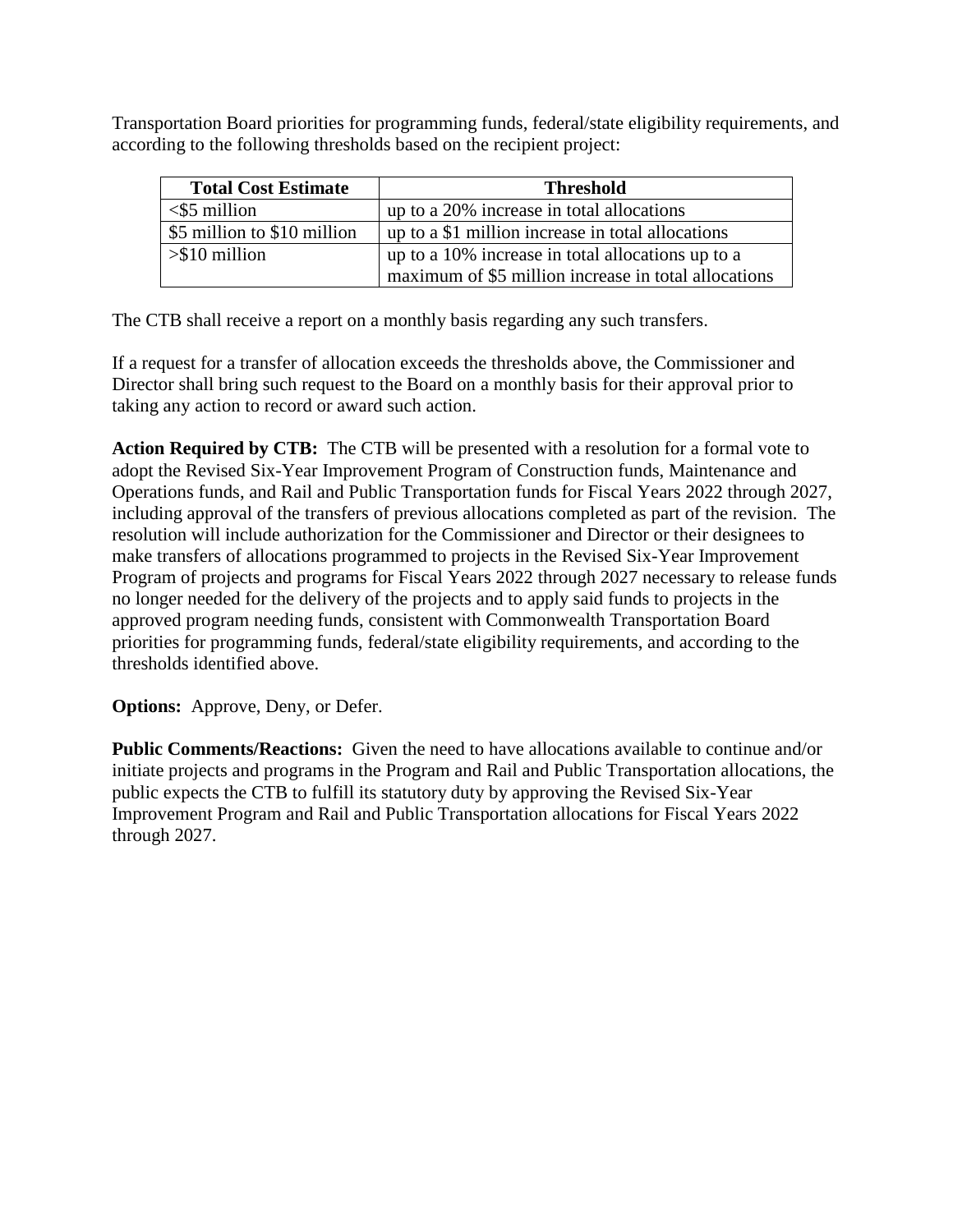Transportation Board priorities for programming funds, federal/state eligibility requirements, and according to the following thresholds based on the recipient project:

| Total Cost Estimate | Threshold |
|---|---|
| <$5 million | up to a 20% increase in total allocations |
| $5 million to $10 million | up to a $1 million increase in total allocations |
| >$10 million | up to a 10% increase in total allocations up to a maximum of $5 million increase in total allocations |

The CTB shall receive a report on a monthly basis regarding any such transfers.

If a request for a transfer of allocation exceeds the thresholds above, the Commissioner and Director shall bring such request to the Board on a monthly basis for their approval prior to taking any action to record or award such action.

**Action Required by CTB:** The CTB will be presented with a resolution for a formal vote to adopt the Revised Six-Year Improvement Program of Construction funds, Maintenance and Operations funds, and Rail and Public Transportation funds for Fiscal Years 2022 through 2027, including approval of the transfers of previous allocations completed as part of the revision. The resolution will include authorization for the Commissioner and Director or their designees to make transfers of allocations programmed to projects in the Revised Six-Year Improvement Program of projects and programs for Fiscal Years 2022 through 2027 necessary to release funds no longer needed for the delivery of the projects and to apply said funds to projects in the approved program needing funds, consistent with Commonwealth Transportation Board priorities for programming funds, federal/state eligibility requirements, and according to the thresholds identified above.

**Options:** Approve, Deny, or Defer.

**Public Comments/Reactions:** Given the need to have allocations available to continue and/or initiate projects and programs in the Program and Rail and Public Transportation allocations, the public expects the CTB to fulfill its statutory duty by approving the Revised Six-Year Improvement Program and Rail and Public Transportation allocations for Fiscal Years 2022 through 2027.